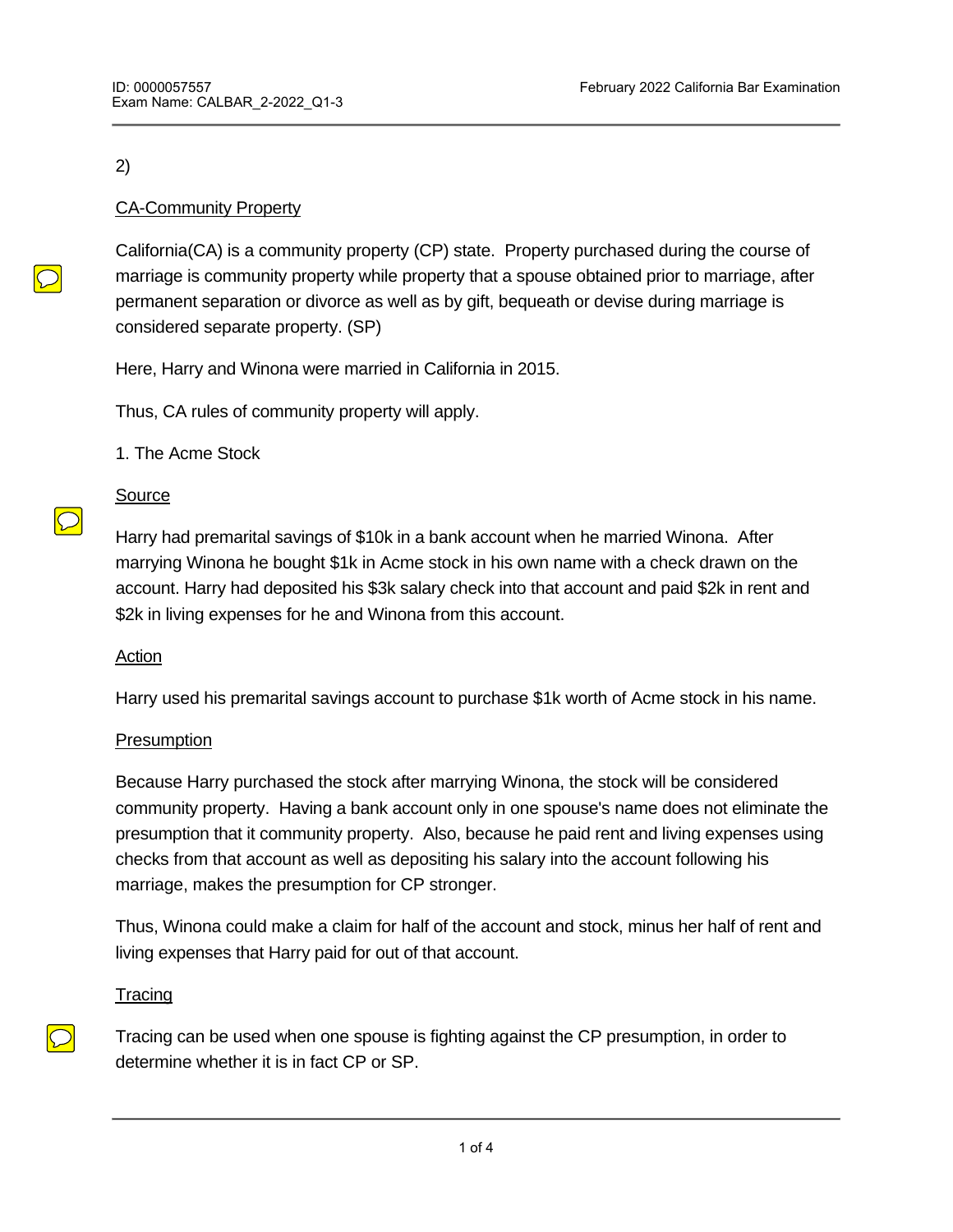2)

CA-Community Property

California(CA) is a community property (CP) state. Property purchased during the course of marriage is community property while property that a spouse obtained prior to marriage, after permanent separation or divorce as well as by gift, bequeath or devise during marriage is considered separate property. (SP)

Here, Harry and Winona were married in California in 2015.

Thus, CA rules of community property will apply.

1. The Acme Stock

Source

Harry had premarital savings of $10k in a bank account when he married Winona. After marrying Winona he bought $1k in Acme stock in his own name with a check drawn on the account. Harry had deposited his $3k salary check into that account and paid $2k in rent and $2k in living expenses for he and Winona from this account.

Action

Harry used his premarital savings account to purchase $1k worth of Acme stock in his name.

Presumption

Because Harry purchased the stock after marrying Winona, the stock will be considered community property. Having a bank account only in one spouse's name does not eliminate the presumption that it community property. Also, because he paid rent and living expenses using checks from that account as well as depositing his salary into the account following his marriage, makes the presumption for CP stronger.

Thus, Winona could make a claim for half of the account and stock, minus her half of rent and living expenses that Harry paid for out of that account.

Tracing

Tracing can be used when one spouse is fighting against the CP presumption, in order to determine whether it is in fact CP or SP.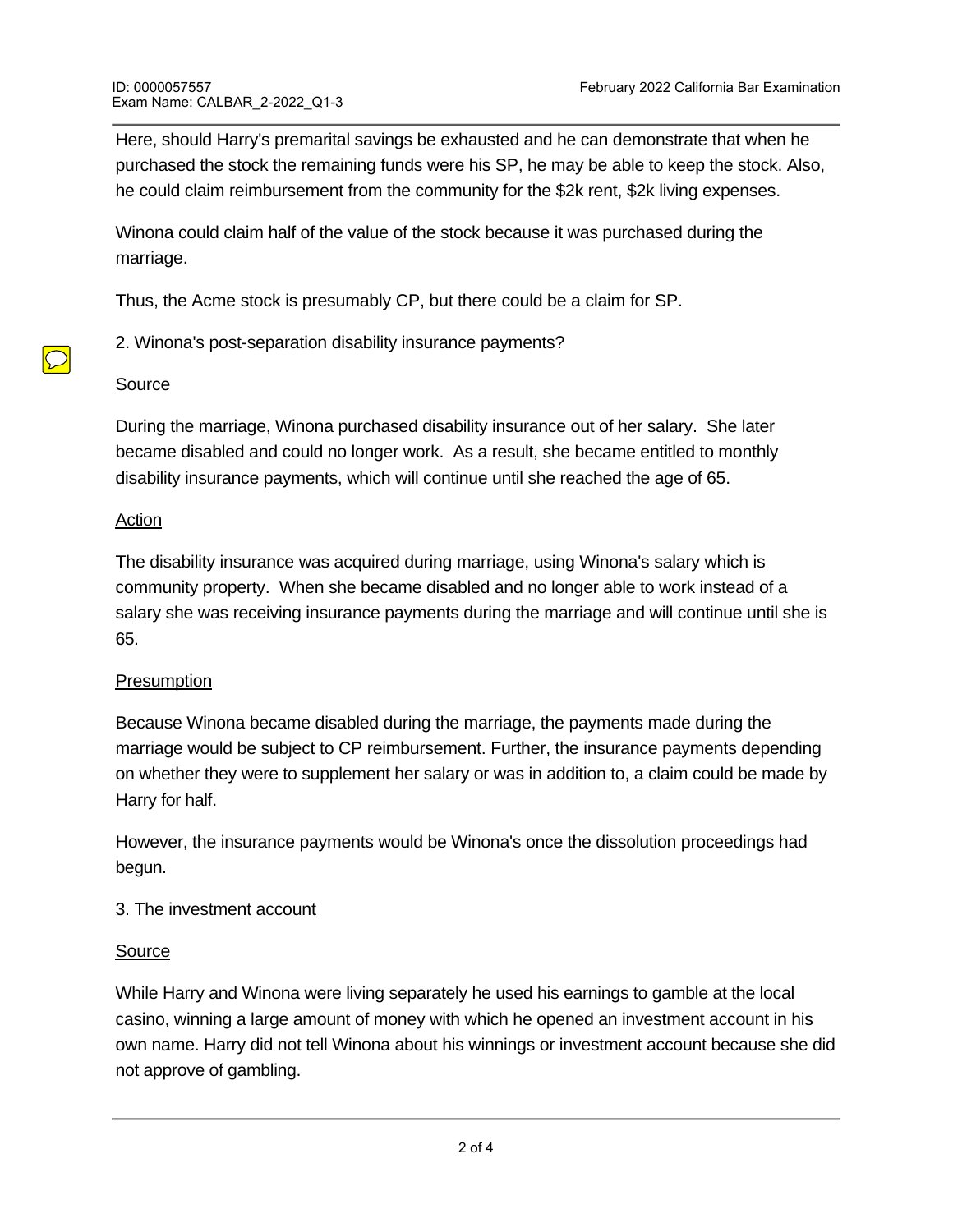Here, should Harry's premarital savings be exhausted and he can demonstrate that when he purchased the stock the remaining funds were his SP, he may be able to keep the stock. Also, he could claim reimbursement from the community for the $2k rent, $2k living expenses.

Winona could claim half of the value of the stock because it was purchased during the marriage.

Thus, the Acme stock is presumably CP, but there could be a claim for SP.

2. Winona's post-separation disability insurance payments?

<u>Source</u>

During the marriage, Winona purchased disability insurance out of her salary. She later became disabled and could no longer work. As a result, she became entitled to monthly disability insurance payments, which will continue until she reached the age of 65.

<u>Action</u>

The disability insurance was acquired during marriage, using Winona's salary which is community property. When she became disabled and no longer able to work instead of a salary she was receiving insurance payments during the marriage and will continue until she is 65.

<u>Presumption</u>

Because Winona became disabled during the marriage, the payments made during the marriage would be subject to CP reimbursement. Further, the insurance payments depending on whether they were to supplement her salary or was in addition to, a claim could be made by Harry for half.

However, the insurance payments would be Winona's once the dissolution proceedings had begun.

3. The investment account

<u>Source</u>

While Harry and Winona were living separately he used his earnings to gamble at the local casino, winning a large amount of money with which he opened an investment account in his own name. Harry did not tell Winona about his winnings or investment account because she did not approve of gambling.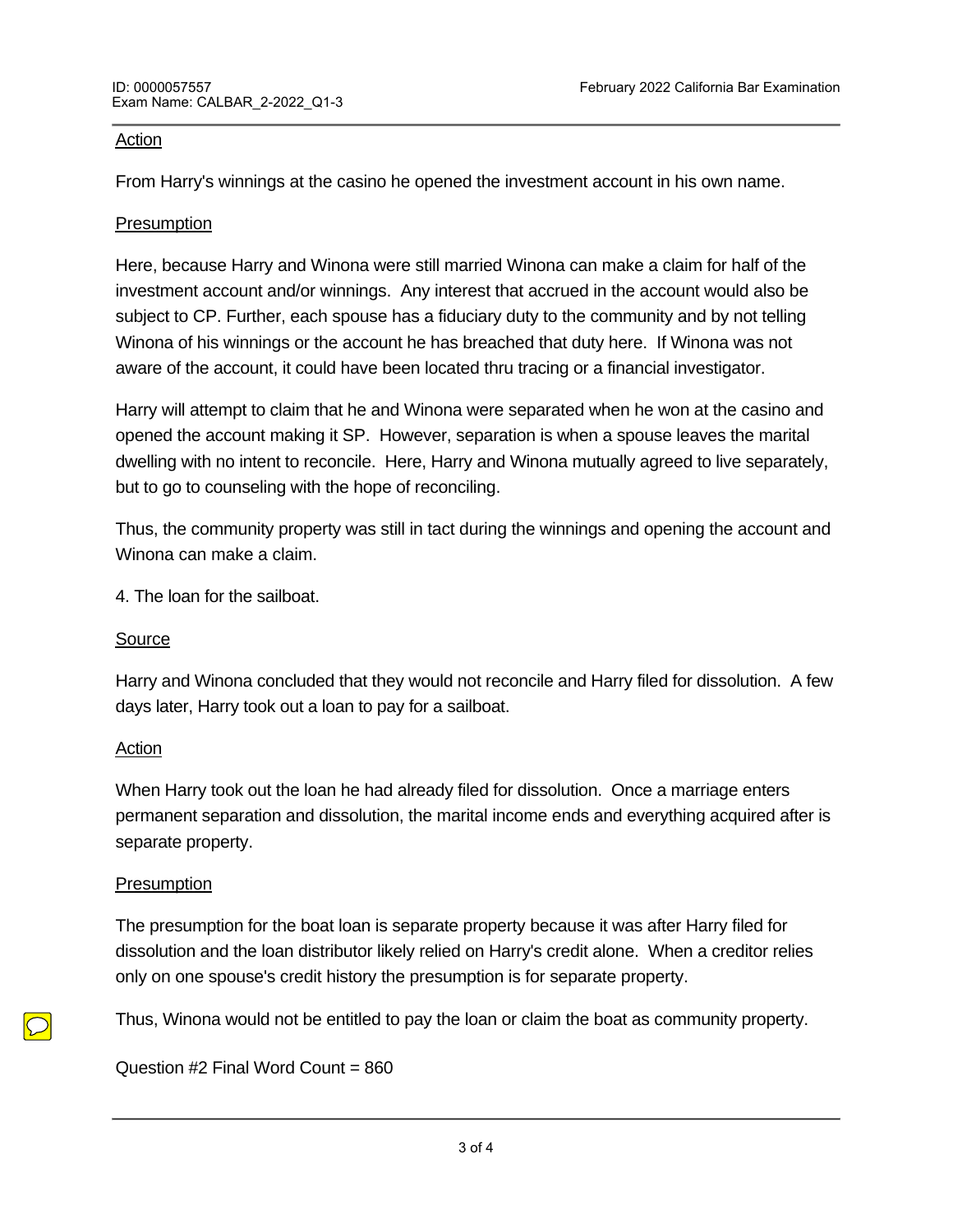Action

From Harry's winnings at the casino he opened the investment account in his own name.

Presumption

Here, because Harry and Winona were still married Winona can make a claim for half of the investment account and/or winnings. Any interest that accrued in the account would also be subject to CP. Further, each spouse has a fiduciary duty to the community and by not telling Winona of his winnings or the account he has breached that duty here. If Winona was not aware of the account, it could have been located thru tracing or a financial investigator.

Harry will attempt to claim that he and Winona were separated when he won at the casino and opened the account making it SP. However, separation is when a spouse leaves the marital dwelling with no intent to reconcile. Here, Harry and Winona mutually agreed to live separately, but to go to counseling with the hope of reconciling.

Thus, the community property was still in tact during the winnings and opening the account and Winona can make a claim.

4. The loan for the sailboat.

Source

Harry and Winona concluded that they would not reconcile and Harry filed for dissolution. A few days later, Harry took out a loan to pay for a sailboat.

Action

When Harry took out the loan he had already filed for dissolution. Once a marriage enters permanent separation and dissolution, the marital income ends and everything acquired after is separate property.

Presumption

The presumption for the boat loan is separate property because it was after Harry filed for dissolution and the loan distributor likely relied on Harry's credit alone. When a creditor relies only on one spouse's credit history the presumption is for separate property.

Thus, Winona would not be entitled to pay the loan or claim the boat as community property.

Question #2 Final Word Count = 860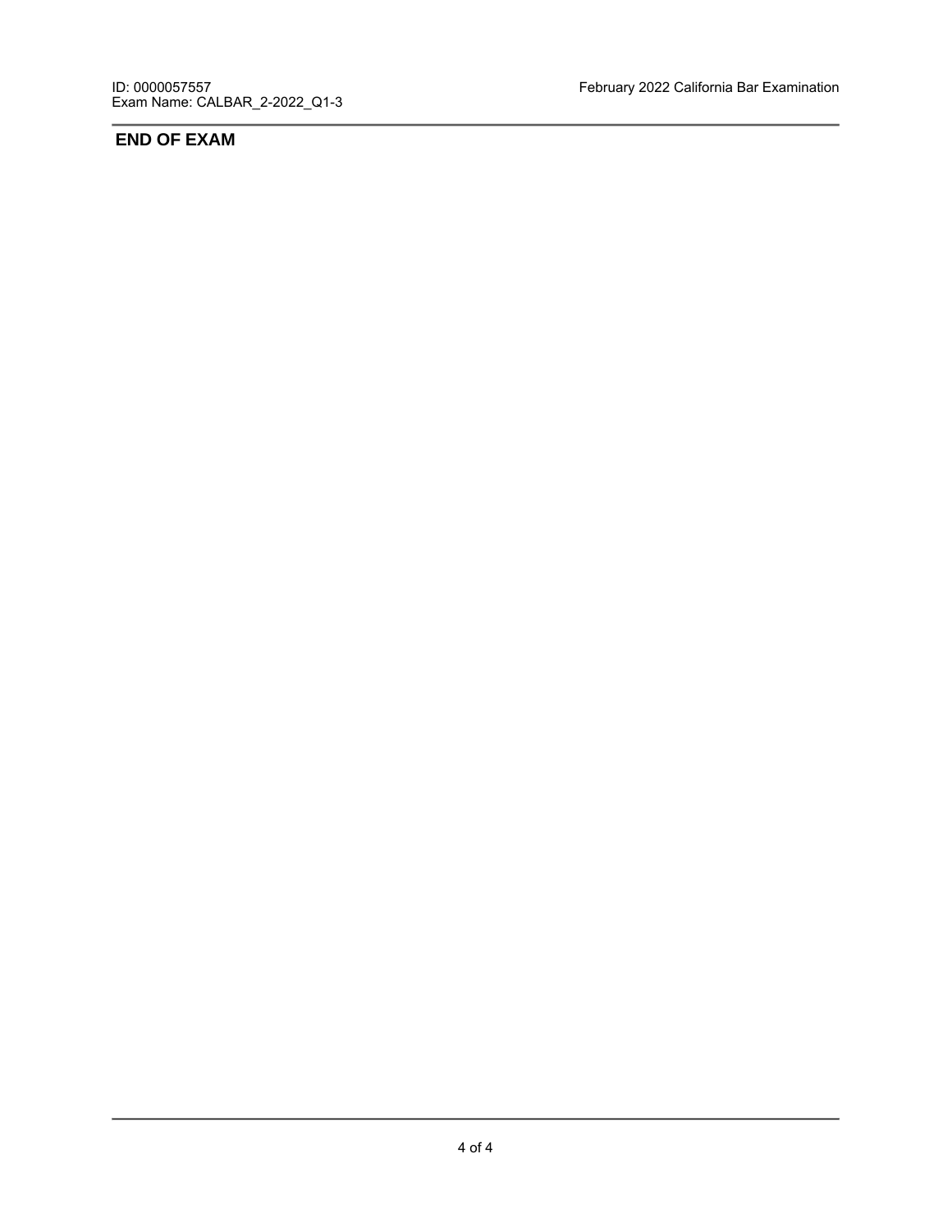**END OF EXAM**